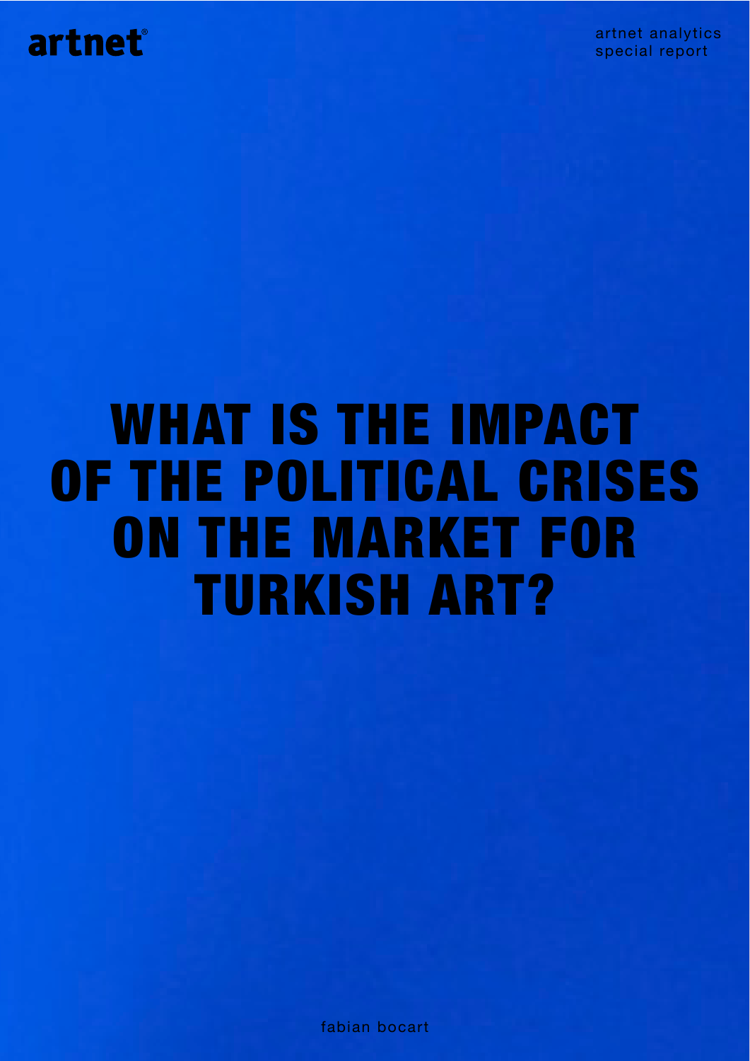artnet®

artnet analytics
special report

# WHAT IS THE IMPACT OF THE POLITICAL CRISES ON THE MARKET FOR TURKISH ART?

fabian bocart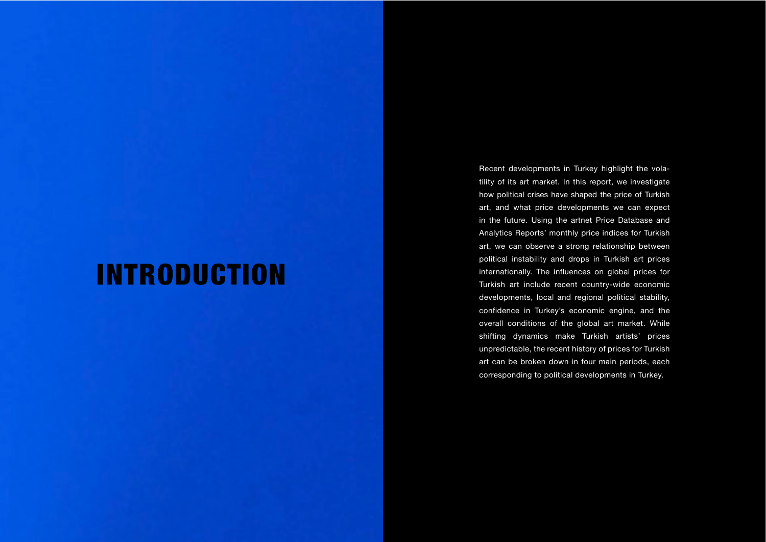# INTRODUCTION

Recent developments in Turkey highlight the volatility of its art market. In this report, we investigate how political crises have shaped the price of Turkish art, and what price developments we can expect in the future. Using the artnet Price Database and Analytics Reports' monthly price indices for Turkish art, we can observe a strong relationship between political instability and drops in Turkish art prices internationally. The influences on global prices for Turkish art include recent country-wide economic developments, local and regional political stability, confidence in Turkey's economic engine, and the overall conditions of the global art market. While shifting dynamics make Turkish artists' prices unpredictable, the recent history of prices for Turkish art can be broken down in four main periods, each corresponding to political developments in Turkey.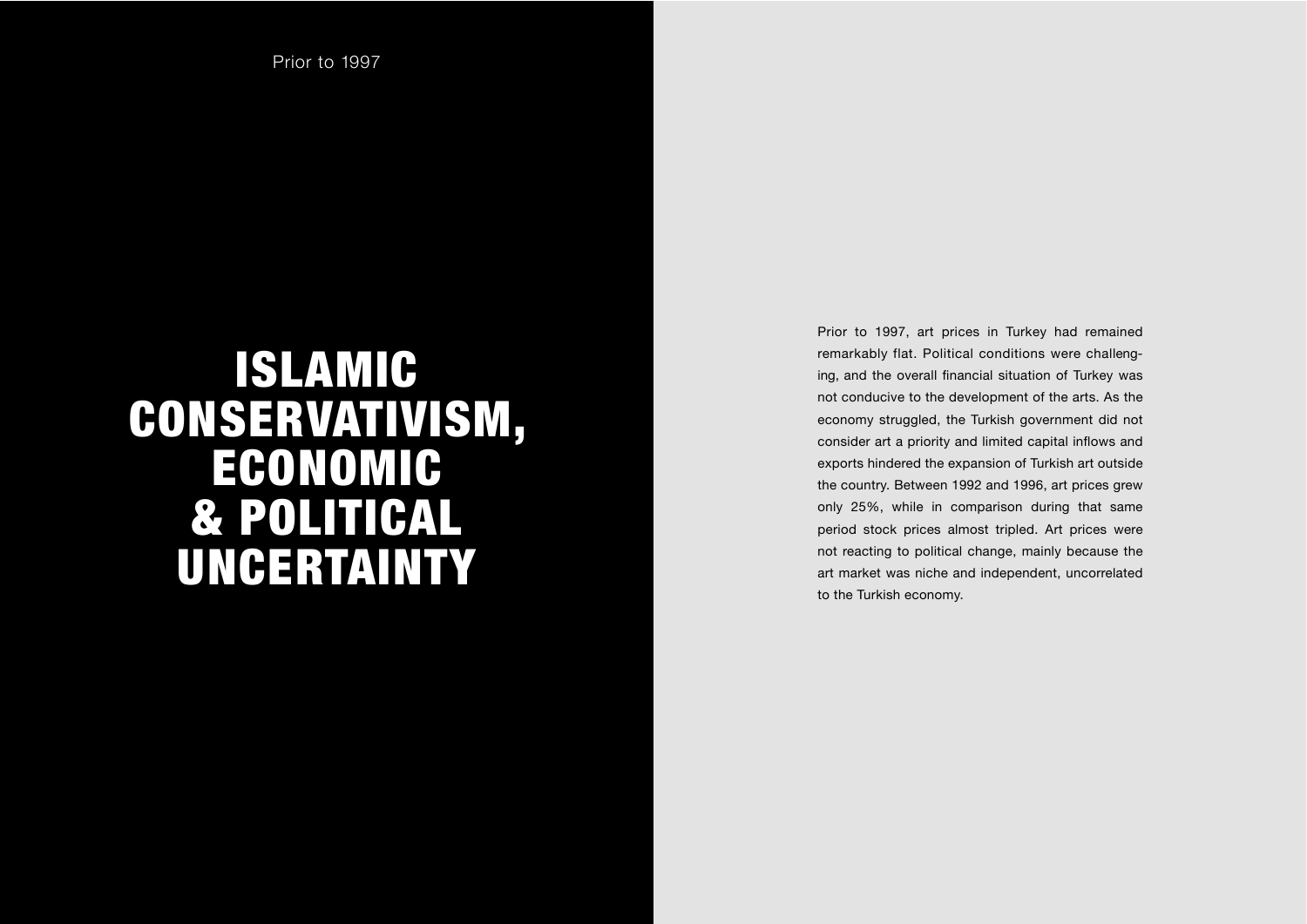Prior to 1997

# ISLAMIC CONSERVATIVISM, ECONOMIC & POLITICAL UNCERTAINTY

Prior to 1997, art prices in Turkey had remained remarkably flat. Political conditions were challenging, and the overall financial situation of Turkey was not conducive to the development of the arts. As the economy struggled, the Turkish government did not consider art a priority and limited capital inflows and exports hindered the expansion of Turkish art outside the country. Between 1992 and 1996, art prices grew only 25%, while in comparison during that same period stock prices almost tripled. Art prices were not reacting to political change, mainly because the art market was niche and independent, uncorrelated to the Turkish economy.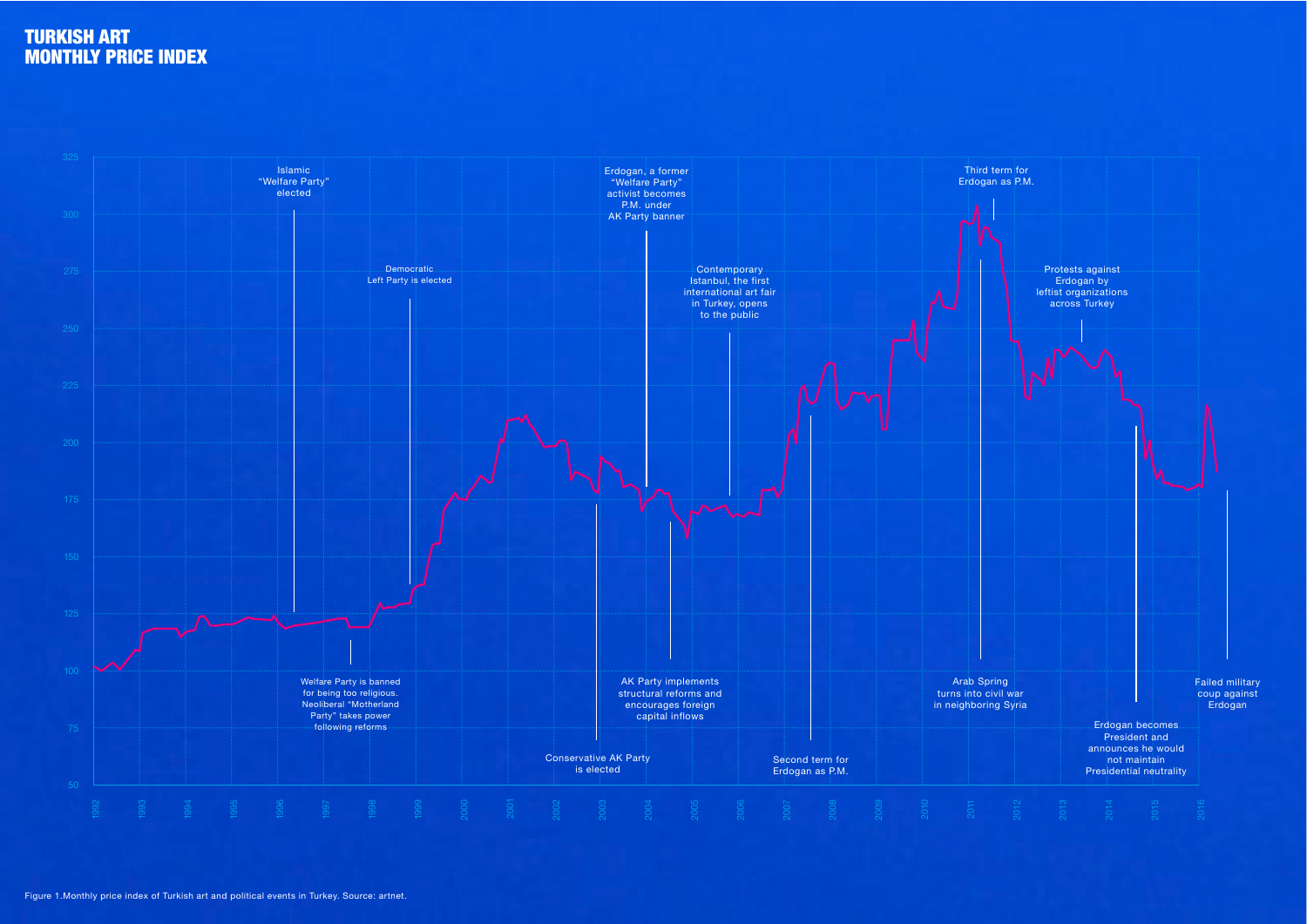# TURKISH ART MONTHLY PRICE INDEX

Islamic "Welfare Party" elected

Democratic Left Party is elected

Erdogan, a former "Welfare Party" activist becomes P.M. under AK Party banner

Contemporary Istanbul, the first international art fair in Turkey, opens to the public

Third term for Erdogan as P.M.

Protests against Erdogan by leftist organizations across Turkey

Welfare Party is banned for being too religious. Neoliberal "Motherland Party" takes power following reforms

Conservative AK Party is elected

AK Party implements structural reforms and encourages foreign capital inflows

Second term for Erdogan as P.M.

Arab Spring turns into civil war in neighboring Syria

Erdogan becomes President and announces he would not maintain Presidential neutrality

Failed military coup against Erdogan

Figure 1.Monthly price index of Turkish art and political events in Turkey. Source: artnet.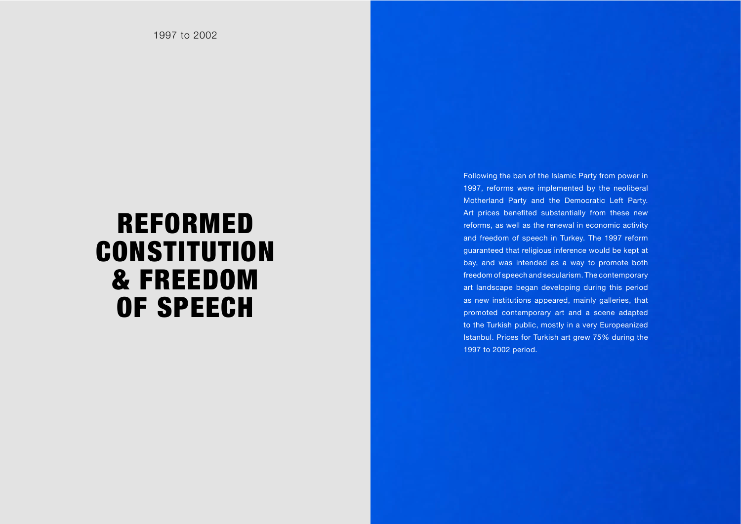1997 to 2002

# REFORMED CONSTITUTION & FREEDOM OF SPEECH

Following the ban of the Islamic Party from power in 1997, reforms were implemented by the neoliberal Motherland Party and the Democratic Left Party. Art prices benefited substantially from these new reforms, as well as the renewal in economic activity and freedom of speech in Turkey. The 1997 reform guaranteed that religious inference would be kept at bay, and was intended as a way to promote both freedom of speech and secularism. The contemporary art landscape began developing during this period as new institutions appeared, mainly galleries, that promoted contemporary art and a scene adapted to the Turkish public, mostly in a very Europeanized Istanbul. Prices for Turkish art grew 75% during the 1997 to 2002 period.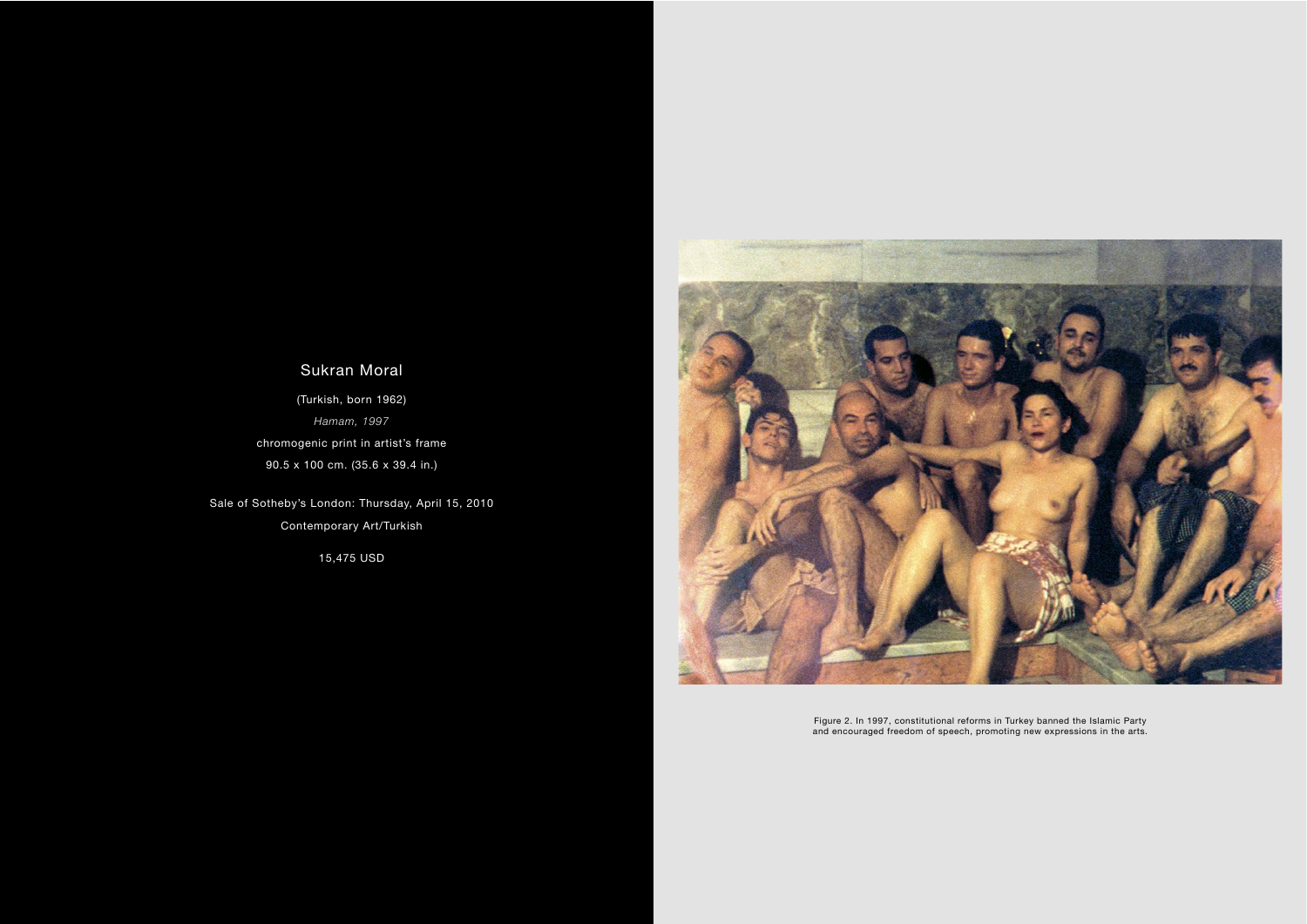## Sukran Moral

(Turkish, born 1962)

*Hamam, 1997*

chromogenic print in artist's frame

90.5 x 100 cm. (35.6 x 39.4 in.)

Sale of Sotheby's London: Thursday, April 15, 2010

Contemporary Art/Turkish

15,475 USD

Figure 2. In 1997, constitutional reforms in Turkey banned the Islamic Party and encouraged freedom of speech, promoting new expressions in the arts.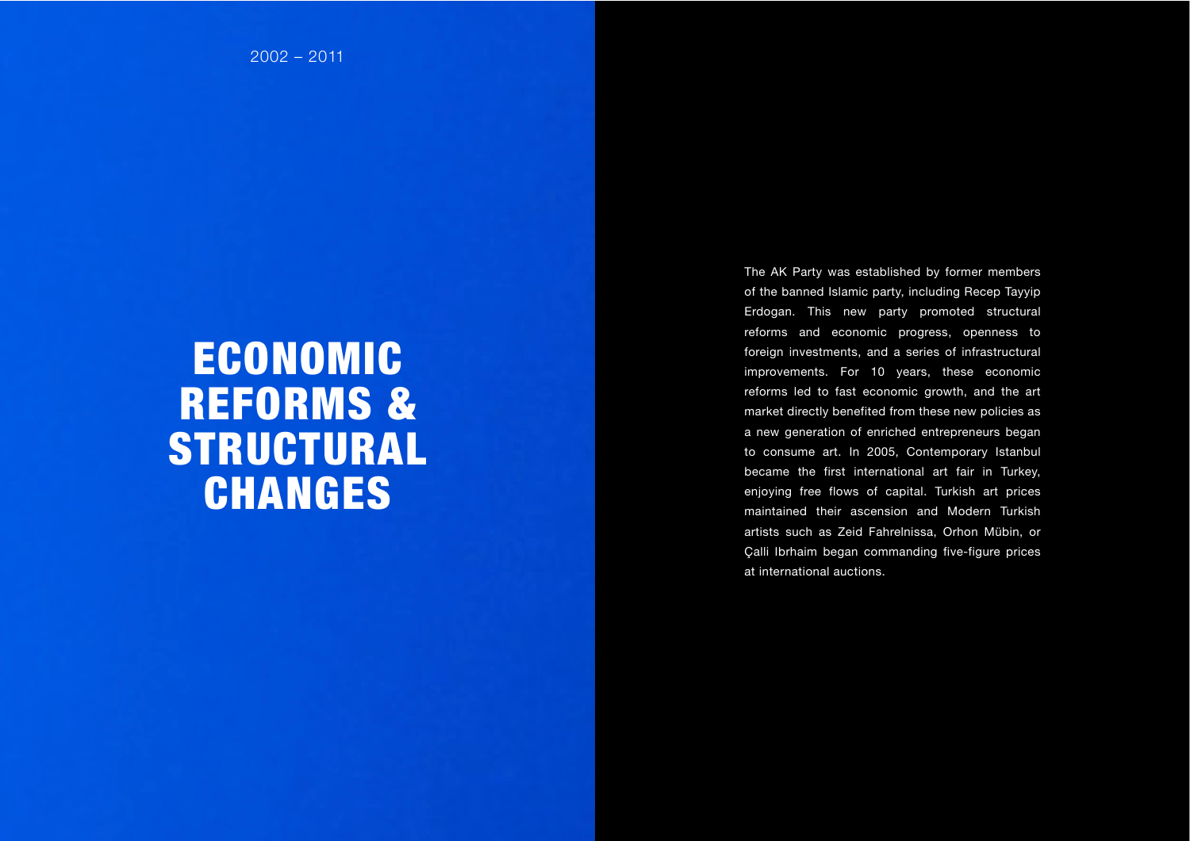2002 – 2011

# ECONOMIC REFORMS & STRUCTURAL CHANGES

The AK Party was established by former members of the banned Islamic party, including Recep Tayyip Erdogan. This new party promoted structural reforms and economic progress, openness to foreign investments, and a series of infrastructural improvements. For 10 years, these economic reforms led to fast economic growth, and the art market directly benefited from these new policies as a new generation of enriched entrepreneurs began to consume art. In 2005, Contemporary Istanbul became the first international art fair in Turkey, enjoying free flows of capital. Turkish art prices maintained their ascension and Modern Turkish artists such as Zeid Fahrelnissa, Orhon Mübin, or Çalli Ibrhaim began commanding five-figure prices at international auctions.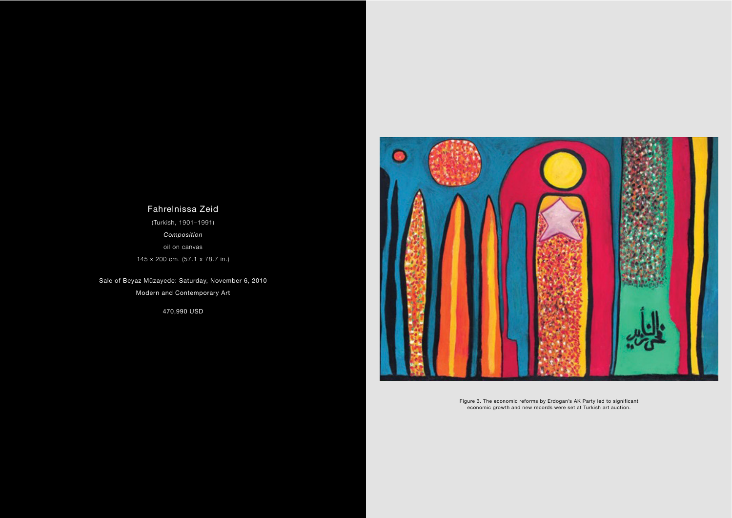Fahrelnissa Zeid

(Turkish, 1901–1991)

*Composition*

oil on canvas

145 x 200 cm. (57.1 x 78.7 in.)

Sale of Beyaz Müzayede: Saturday, November 6, 2010

Modern and Contemporary Art

470,990 USD

Figure 3. The economic reforms by Erdogan's AK Party led to significant economic growth and new records were set at Turkish art auction.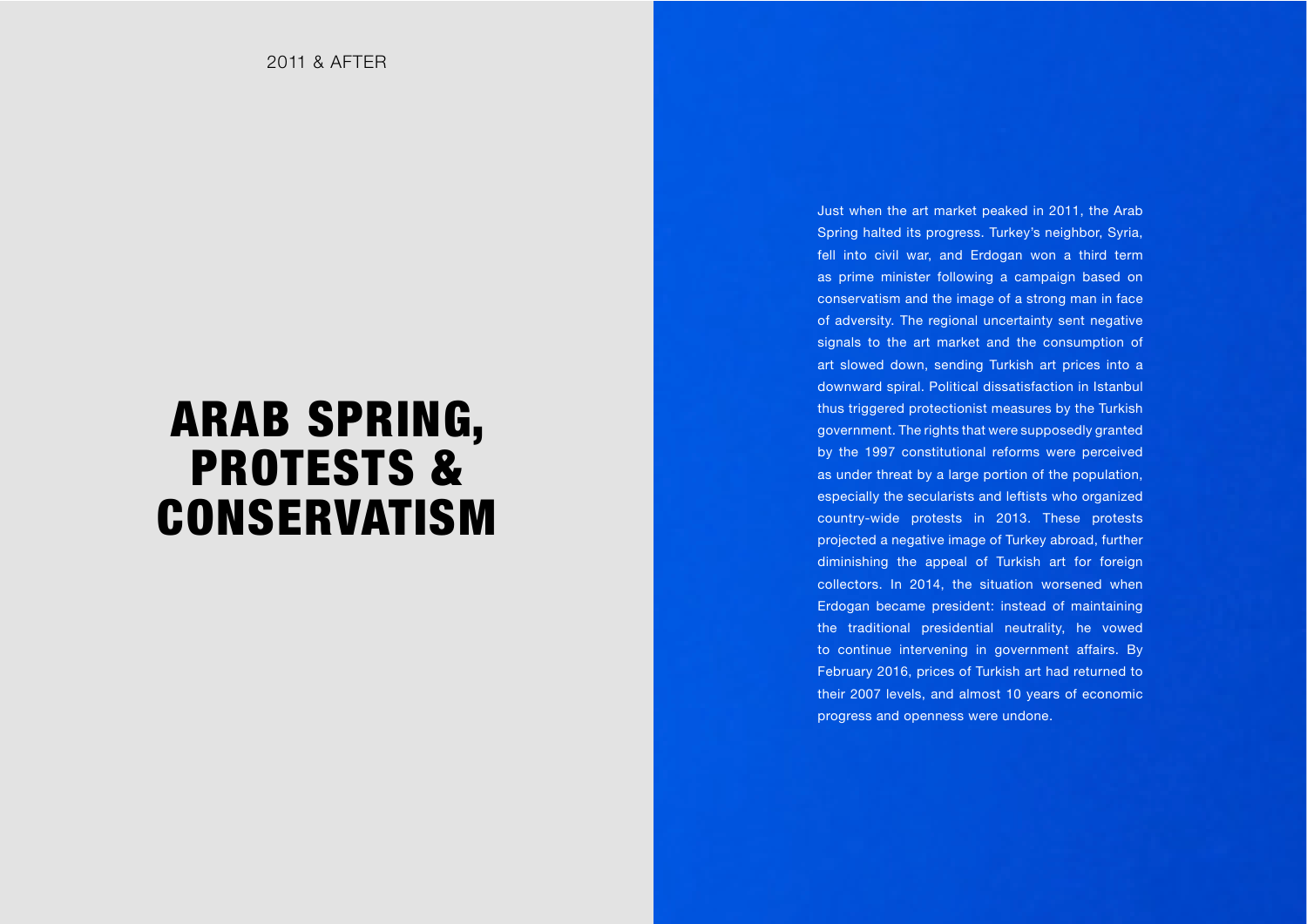2011 & AFTER

# ARAB SPRING, PROTESTS & CONSERVATISM

Just when the art market peaked in 2011, the Arab Spring halted its progress. Turkey's neighbor, Syria, fell into civil war, and Erdogan won a third term as prime minister following a campaign based on conservatism and the image of a strong man in face of adversity. The regional uncertainty sent negative signals to the art market and the consumption of art slowed down, sending Turkish art prices into a downward spiral. Political dissatisfaction in Istanbul thus triggered protectionist measures by the Turkish government. The rights that were supposedly granted by the 1997 constitutional reforms were perceived as under threat by a large portion of the population, especially the secularists and leftists who organized country-wide protests in 2013. These protests projected a negative image of Turkey abroad, further diminishing the appeal of Turkish art for foreign collectors. In 2014, the situation worsened when Erdogan became president: instead of maintaining the traditional presidential neutrality, he vowed to continue intervening in government affairs. By February 2016, prices of Turkish art had returned to their 2007 levels, and almost 10 years of economic progress and openness were undone.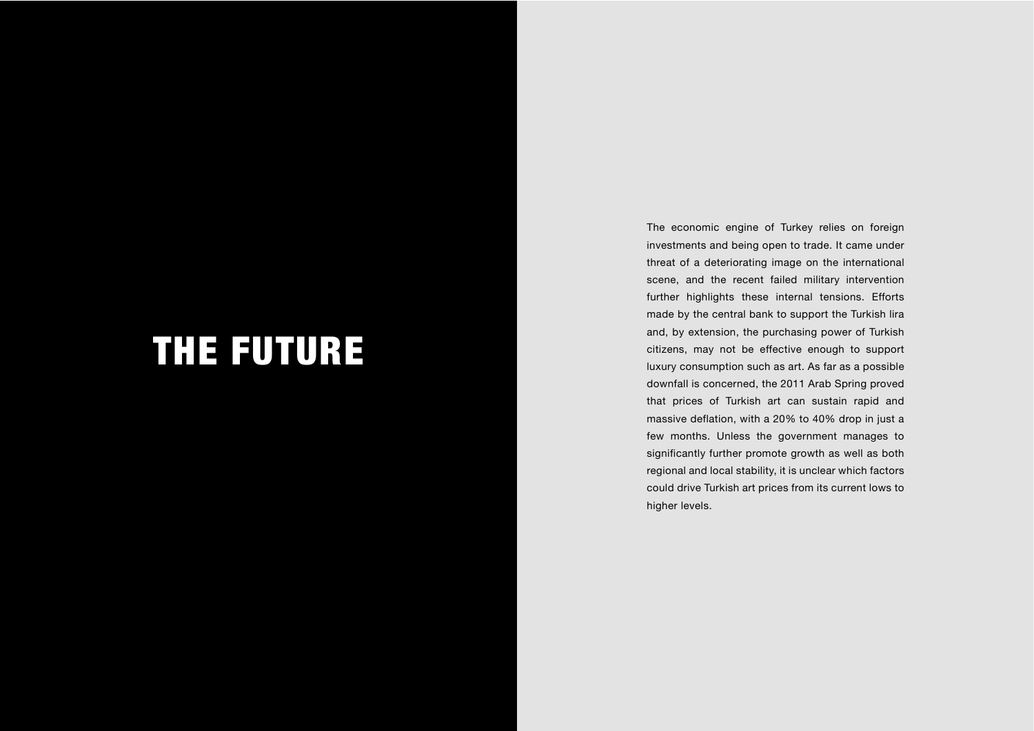# THE FUTURE

The economic engine of Turkey relies on foreign investments and being open to trade. It came under threat of a deteriorating image on the international scene, and the recent failed military intervention further highlights these internal tensions. Efforts made by the central bank to support the Turkish lira and, by extension, the purchasing power of Turkish citizens, may not be effective enough to support luxury consumption such as art. As far as a possible downfall is concerned, the 2011 Arab Spring proved that prices of Turkish art can sustain rapid and massive deflation, with a 20% to 40% drop in just a few months. Unless the government manages to significantly further promote growth as well as both regional and local stability, it is unclear which factors could drive Turkish art prices from its current lows to higher levels.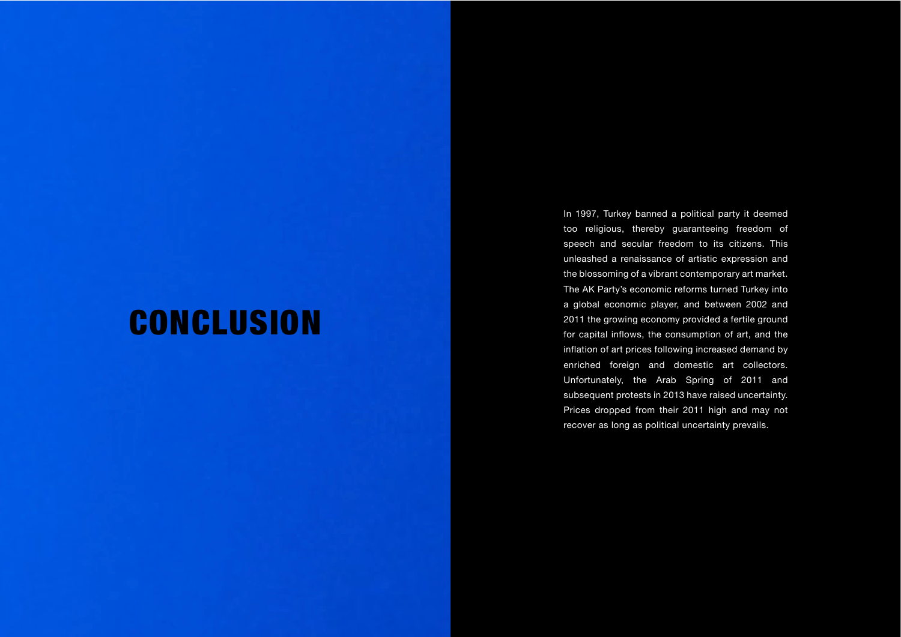# CONCLUSION

In 1997, Turkey banned a political party it deemed too religious, thereby guaranteeing freedom of speech and secular freedom to its citizens. This unleashed a renaissance of artistic expression and the blossoming of a vibrant contemporary art market. The AK Party's economic reforms turned Turkey into a global economic player, and between 2002 and 2011 the growing economy provided a fertile ground for capital inflows, the consumption of art, and the inflation of art prices following increased demand by enriched foreign and domestic art collectors. Unfortunately, the Arab Spring of 2011 and subsequent protests in 2013 have raised uncertainty. Prices dropped from their 2011 high and may not recover as long as political uncertainty prevails.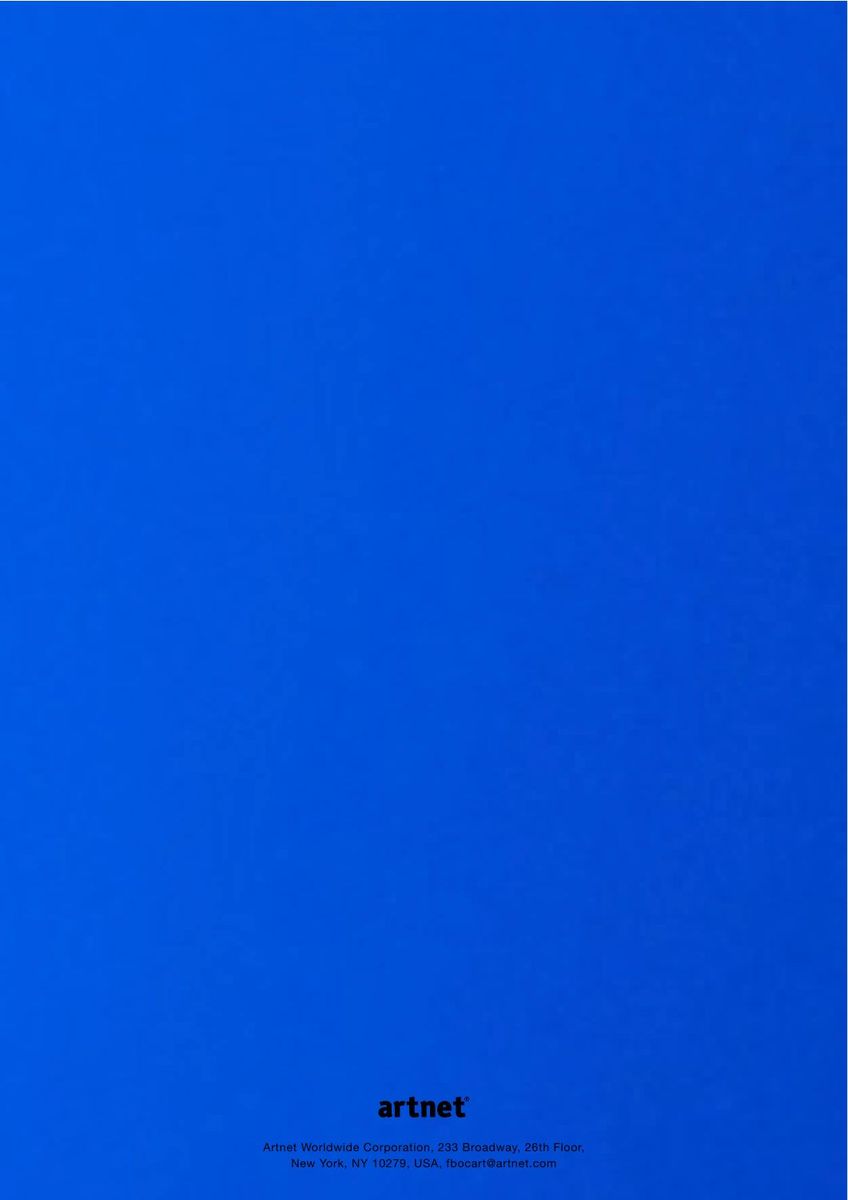artnet®

Artnet Worldwide Corporation, 233 Broadway, 26th Floor,
New York, NY 10279, USA, fbocart@artnet.com